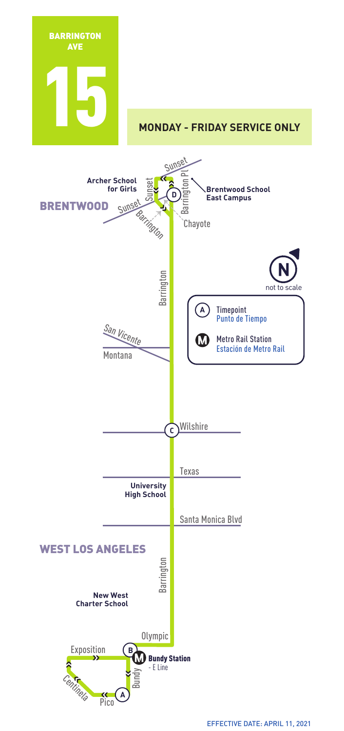# BARRINGTON AVE

# 15

**MONDAY - FRIDAY SERVICE ONLY**

BRENTWOOD

Sunset

Archer School for Girls

Sunset

Barrington Pl

D

Brentwood School East Campus

Sunset

Barrington

Chayote

N
not to scale

Barrington

A Timepoint
Punto de Tiempo

M Metro Rail Station
Estación de Metro Rail

San Vicente

Montana

C Wilshire

Texas

University High School

Santa Monica Blvd

WEST LOS ANGELES

Barrington

New West Charter School

Olympic

Exposition

B

M **Bundy Station** - E Line

Bundy

Centinela

Pico

A

EFFECTIVE DATE: APRIL 11, 2021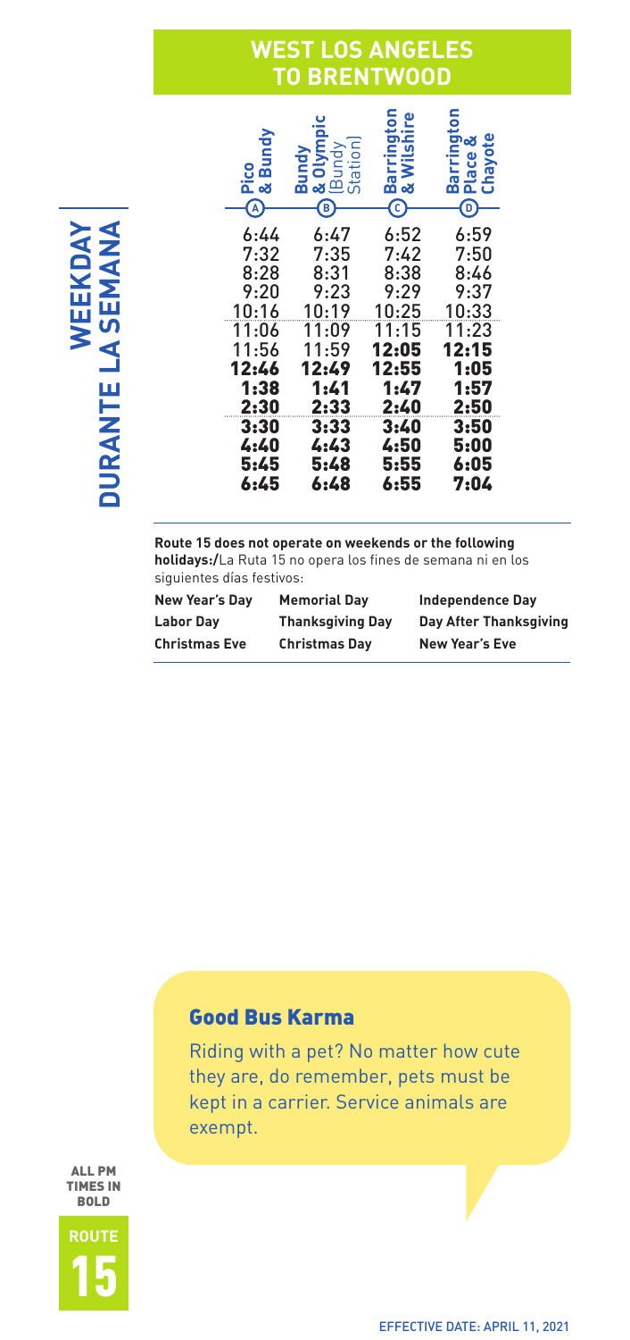## WEST LOS ANGELES TO BRENTWOOD

**WEEKDAY**
**DURANTE LA SEMANA**

| Pico & Bundy (A) | Bundy & Olympic [Bundy Station] (B) | Barrington & Wilshire (C) | Barrington Place & Chayote (D) |
|---|---|---|---|
| 6:44 | 6:47 | 6:52 | 6:59 |
| 7:32 | 7:35 | 7:42 | 7:50 |
| 8:28 | 8:31 | 8:38 | 8:46 |
| 9:20 | 9:23 | 9:29 | 9:37 |
| 10:16 | 10:19 | 10:25 | 10:33 |
| 11:06 | 11:09 | 11:15 | 11:23 |
| 11:56 | 11:59 | **12:05** | **12:15** |
| **12:46** | **12:49** | **12:55** | **1:05** |
| **1:38** | **1:41** | **1:47** | **1:57** |
| **2:30** | **2:33** | **2:40** | **2:50** |
| **3:30** | **3:33** | **3:40** | **3:50** |
| **4:40** | **4:43** | **4:50** | **5:00** |
| **5:45** | **5:48** | **5:55** | **6:05** |
| **6:45** | **6:48** | **6:55** | **7:04** |

**Route 15 does not operate on weekends or the following holidays:/**La Ruta 15 no opera los fines de semana ni en los siguientes días festivos:

| New Year's Day | Memorial Day | Independence Day |
|---|---|---|
| Labor Day | Thanksgiving Day | Day After Thanksgiving |
| Christmas Eve | Christmas Day | New Year's Eve |

### Good Bus Karma

Riding with a pet? No matter how cute they are, do remember, pets must be kept in a carrier. Service animals are exempt.

ALL PM TIMES IN **BOLD**

**ROUTE 15**

EFFECTIVE DATE: APRIL 11, 2021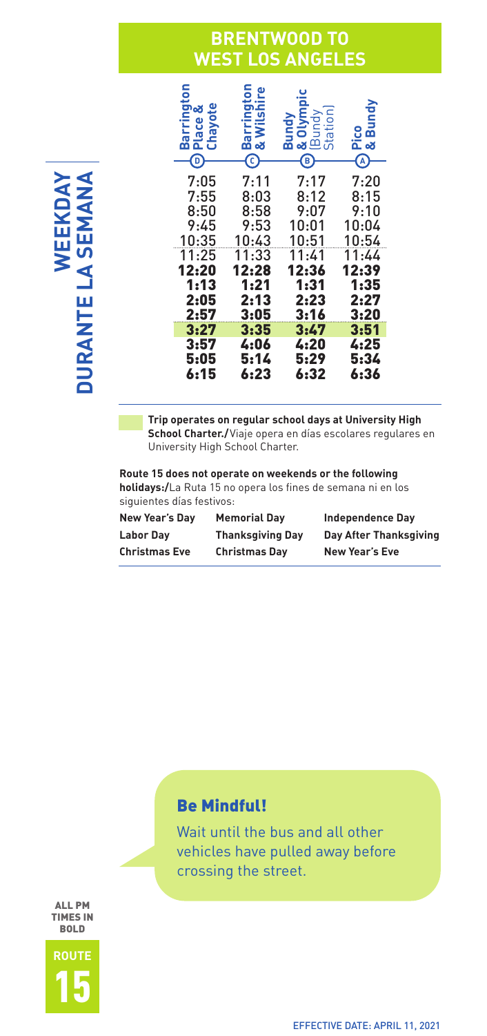# BRENTWOOD TO WEST LOS ANGELES

## WEEKDAY / DURANTE LA SEMANA

| Barrington Place & Chayote (D) | Barrington & Wilshire (C) | Bundy & Olympic (Bundy Station) (B) | Pico & Bundy (A) |
|---|---|---|---|
| 7:05 | 7:11 | 7:17 | 7:20 |
| 7:55 | 8:03 | 8:12 | 8:15 |
| 8:50 | 8:58 | 9:07 | 9:10 |
| 9:45 | 9:53 | 10:01 | 10:04 |
| 10:35 | 10:43 | 10:51 | 10:54 |
| 11:25 | 11:33 | 11:41 | 11:44 |
| **12:20** | **12:28** | **12:36** | **12:39** |
| **1:13** | **1:21** | **1:31** | **1:35** |
| **2:05** | **2:13** | **2:23** | **2:27** |
| **2:57** | **3:05** | **3:16** | **3:20** |
| **3:27** | **3:35** | **3:47** | **3:51** |
| **3:57** | **4:06** | **4:20** | **4:25** |
| **5:05** | **5:14** | **5:29** | **5:34** |
| **6:15** | **6:23** | **6:32** | **6:36** |

**Trip operates on regular school days at University High School Charter./**Viaje opera en días escolares regulares en University High School Charter.

**Route 15 does not operate on weekends or the following holidays:/**La Ruta 15 no opera los fines de semana ni en los siguientes días festivos:

| | | |
|---|---|---|
| **New Year's Day** | **Memorial Day** | **Independence Day** |
| **Labor Day** | **Thanksgiving Day** | **Day After Thanksgiving** |
| **Christmas Eve** | **Christmas Day** | **New Year's Eve** |

## Be Mindful!

Wait until the bus and all other vehicles have pulled away before crossing the street.

ALL PM TIMES IN BOLD

ROUTE 15

EFFECTIVE DATE: APRIL 11, 2021